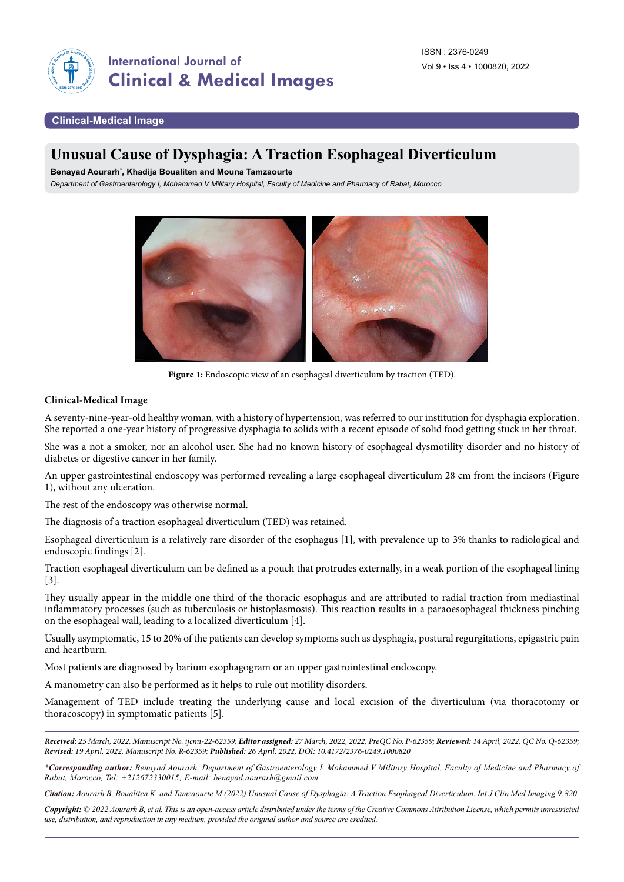Clinical-Medical Image

# Unusual Cause of Dysphagia: A Traction Esophageal Diverticulum

**Benayad Aourarh\*, Khadija Boualiten and Mouna Tamzaourte**

*Department of Gastroenterology I, Mohammed V Military Hospital, Faculty of Medicine and Pharmacy of Rabat, Morocco*

**Figure 1:** Endoscopic view of an esophageal diverticulum by traction (TED).

## Clinical-Medical Image

A seventy-nine-year-old healthy woman, with a history of hypertension, was referred to our institution for dysphagia exploration. She reported a one-year history of progressive dysphagia to solids with a recent episode of solid food getting stuck in her throat.

She was a not a smoker, nor an alcohol user. She had no known history of esophageal dysmotility disorder and no history of diabetes or digestive cancer in her family.

An upper gastrointestinal endoscopy was performed revealing a large esophageal diverticulum 28 cm from the incisors (Figure 1), without any ulceration.

The rest of the endoscopy was otherwise normal.

The diagnosis of a traction esophageal diverticulum (TED) was retained.

Esophageal diverticulum is a relatively rare disorder of the esophagus [1], with prevalence up to 3% thanks to radiological and endoscopic findings [2].

Traction esophageal diverticulum can be defined as a pouch that protrudes externally, in a weak portion of the esophageal lining [3].

They usually appear in the middle one third of the thoracic esophagus and are attributed to radial traction from mediastinal inflammatory processes (such as tuberculosis or histoplasmosis). This reaction results in a paraoesophageal thickness pinching on the esophageal wall, leading to a localized diverticulum [4].

Usually asymptomatic, 15 to 20% of the patients can develop symptoms such as dysphagia, postural regurgitations, epigastric pain and heartburn.

Most patients are diagnosed by barium esophagogram or an upper gastrointestinal endoscopy.

A manometry can also be performed as it helps to rule out motility disorders.

Management of TED include treating the underlying cause and local excision of the diverticulum (via thoracotomy or thoracoscopy) in symptomatic patients [5].

***Received:*** *25 March, 2022, Manuscript No. ijcmi-22-62359;* ***Editor assigned:*** *27 March, 2022, 2022, PreQC No. P-62359;* ***Reviewed:*** *14 April, 2022, QC No. Q-62359;* ***Revised:*** *19 April, 2022, Manuscript No. R-62359;* ***Published:*** *26 April, 2022, DOI: 10.4172/2376-0249.1000820*

***\*Corresponding author:*** *Benayad Aourarh, Department of Gastroenterology I, Mohammed V Military Hospital, Faculty of Medicine and Pharmacy of Rabat, Morocco, Tel: +212672330015; E-mail: benayad.aourarh@gmail.com*

***Citation:*** *Aourarh B, Boualiten K, and Tamzaourte M (2022) Unusual Cause of Dysphagia: A Traction Esophageal Diverticulum. Int J Clin Med Imaging 9:820.*

***Copyright:*** *© 2022 Aourarh B, et al. This is an open-access article distributed under the terms of the Creative Commons Attribution License, which permits unrestricted use, distribution, and reproduction in any medium, provided the original author and source are credited.*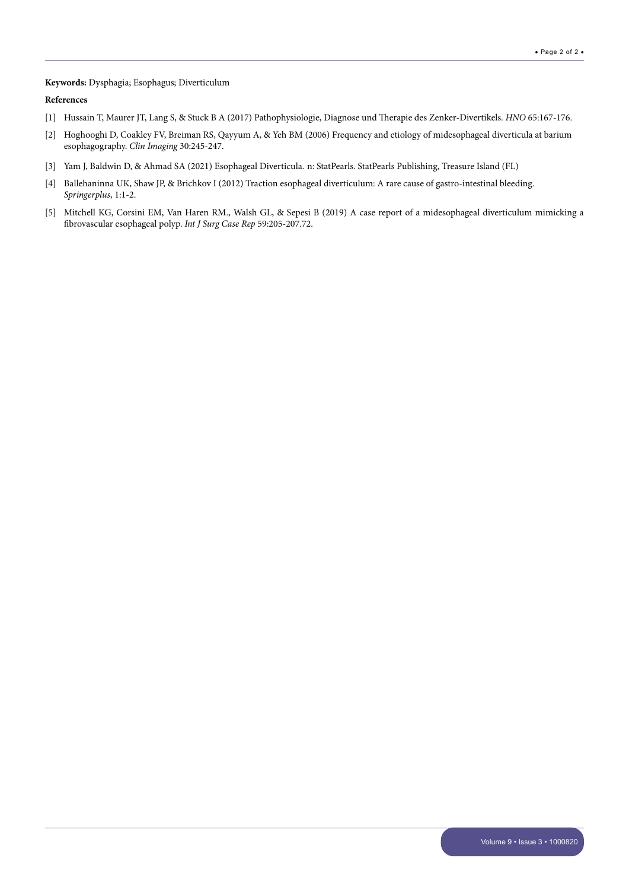**Keywords:** Dysphagia; Esophagus; Diverticulum

**References**

[1] Hussain T, Maurer JT, Lang S, & Stuck B A (2017) Pathophysiologie, Diagnose und Therapie des Zenker-Divertikels. *HNO* 65:167-176.

[2] Hoghooghi D, Coakley FV, Breiman RS, Qayyum A, & Yeh BM (2006) Frequency and etiology of midesophageal diverticula at barium esophagography. *Clin Imaging* 30:245-247.

[3] Yam J, Baldwin D, & Ahmad SA (2021) Esophageal Diverticula. n: StatPearls. StatPearls Publishing, Treasure Island (FL)

[4] Ballehaninna UK, Shaw JP, & Brichkov I (2012) Traction esophageal diverticulum: A rare cause of gastro-intestinal bleeding. *Springerplus*, 1:1-2.

[5] Mitchell KG, Corsini EM, Van Haren RM., Walsh GL, & Sepesi B (2019) A case report of a midesophageal diverticulum mimicking a fibrovascular esophageal polyp. *Int J Surg Case Rep* 59:205-207.72.